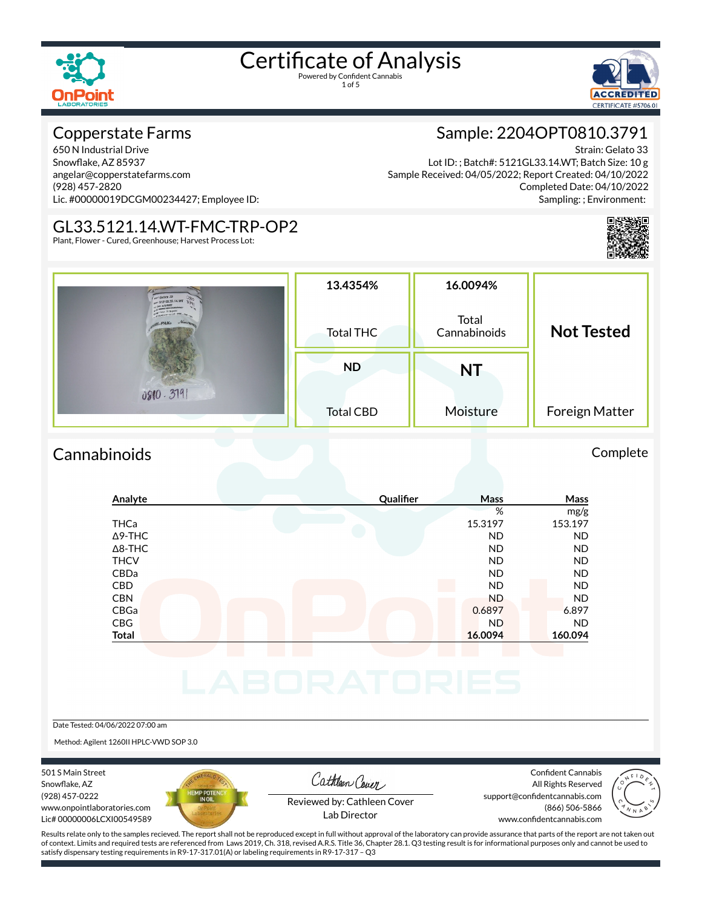# Certificate of Analysis

Powered by Confident Cannabis

## Copperstate Farms

650 N Industrial Drive
Snowflake, AZ 85937
angelar@copperstatefarms.com
(928) 457-2820
Lic. #00000019DCGM00234427; Employee ID:

## Sample: 2204OPT0810.3791

Strain: Gelato 33
Lot ID: ; Batch#: 5121GL33.14.WT; Batch Size: 10 g
Sample Received: 04/05/2022; Report Created: 04/10/2022
Completed Date: 04/10/2022
Sampling: ; Environment:

## GL33.5121.14.WT-FMC-TRP-OP2

Plant, Flower - Cured, Greenhouse; Harvest Process Lot:

| 13.4354% | 16.0094% | Not Tested |
|---|---|---|
| Total THC | Total Cannabinoids | Foreign Matter |
| **ND** | **NT** | |
| Total CBD | Moisture | |

## Cannabinoids

Complete

| Analyte | Qualifier | Mass % | Mass mg/g |
|---|---|---|---|
| THCa | | 15.3197 | 153.197 |
| Δ9-THC | | ND | ND |
| Δ8-THC | | ND | ND |
| THCV | | ND | ND |
| CBDa | | ND | ND |
| CBD | | ND | ND |
| CBN | | ND | ND |
| CBGa | | 0.6897 | 6.897 |
| CBG | | ND | ND |
| **Total** | | **16.0094** | **160.094** |

Date Tested: 04/06/2022 07:00 am

Method: Agilent 1260II HPLC-VWD SOP 3.0

501 S Main Street
Snowflake, AZ
(928) 457-0222
www.onpointlaboratories.com
Lic# 00000006LCXI00549589

Reviewed by: Cathleen Cover
Lab Director

Confident Cannabis
All Rights Reserved
support@confidentcannabis.com
(866) 506-5866
www.confidentcannabis.com

Results relate only to the samples recieved. The report shall not be reproduced except in full without approval of the laboratory can provide assurance that parts of the report are not taken out of context. Limits and required tests are referenced from Laws 2019, Ch. 318, revised A.R.S. Title 36, Chapter 28.1. Q3 testing result is for informational purposes only and cannot be used to satisfy dispensary testing requirements in R9-17-317.01(A) or labeling requirements in R9-17-317 – Q3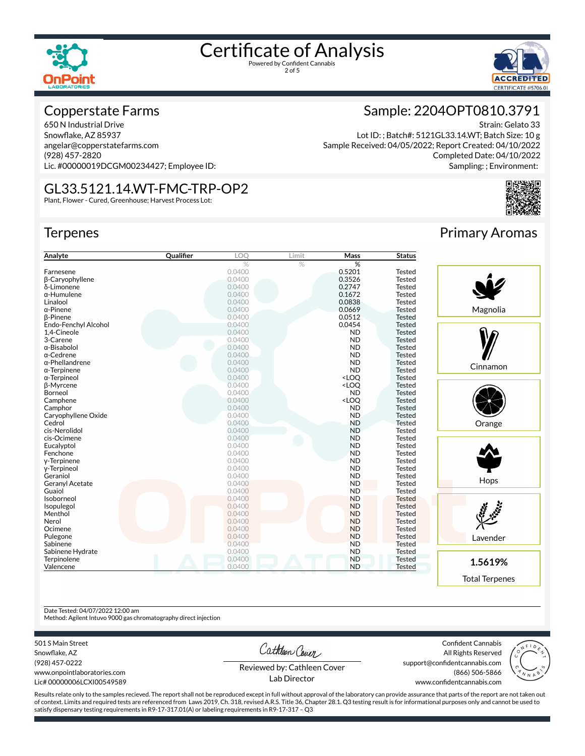# Certificate of Analysis

Powered by Confident Cannabis

## Copperstate Farms

650 N Industrial Drive
Snowflake, AZ 85937
angelar@copperstatefarms.com
(928) 457-2820
Lic. #00000019DCGM00234427; Employee ID:

## Sample: 2204OPT0810.3791

Strain: Gelato 33
Lot ID: ; Batch#: 5121GL33.14.WT; Batch Size: 10 g
Sample Received: 04/05/2022; Report Created: 04/10/2022
Completed Date: 04/10/2022
Sampling: ; Environment:

## GL33.5121.14.WT-FMC-TRP-OP2

Plant, Flower - Cured, Greenhouse; Harvest Process Lot:

## Terpenes

| Analyte | Qualifier | LOQ | Limit | Mass | Status |
|---|---|---|---|---|---|
| | | % | % | % | |
| Farnesene | | 0.0400 | | 0.5201 | Tested |
| β-Caryophyllene | | 0.0400 | | 0.3526 | Tested |
| δ-Limonene | | 0.0400 | | 0.2747 | Tested |
| α-Humulene | | 0.0400 | | 0.1672 | Tested |
| Linalool | | 0.0400 | | 0.0838 | Tested |
| α-Pinene | | 0.0400 | | 0.0669 | Tested |
| β-Pinene | | 0.0400 | | 0.0512 | Tested |
| Endo-Fenchyl Alcohol | | 0.0400 | | 0.0454 | Tested |
| 1,4-Cineole | | 0.0400 | | ND | Tested |
| 3-Carene | | 0.0400 | | ND | Tested |
| α-Bisabolol | | 0.0400 | | ND | Tested |
| α-Cedrene | | 0.0400 | | ND | Tested |
| α-Phellandrene | | 0.0400 | | ND | Tested |
| α-Terpinene | | 0.0400 | | ND | Tested |
| α-Terpineol | | 0.0400 | | <LOQ | Tested |
| β-Myrcene | | 0.0400 | | <LOQ | Tested |
| Borneol | | 0.0400 | | ND | Tested |
| Camphene | | 0.0400 | | <LOQ | Tested |
| Camphor | | 0.0400 | | ND | Tested |
| Caryophyllene Oxide | | 0.0400 | | ND | Tested |
| Cedrol | | 0.0400 | | ND | Tested |
| cis-Nerolidol | | 0.0400 | | ND | Tested |
| cis-Ocimene | | 0.0400 | | ND | Tested |
| Eucalyptol | | 0.0400 | | ND | Tested |
| Fenchone | | 0.0400 | | ND | Tested |
| γ-Terpinene | | 0.0400 | | ND | Tested |
| γ-Terpineol | | 0.0400 | | ND | Tested |
| Geraniol | | 0.0400 | | ND | Tested |
| Geranyl Acetate | | 0.0400 | | ND | Tested |
| Guaiol | | 0.0400 | | ND | Tested |
| Isoborneol | | 0.0400 | | ND | Tested |
| Isopulegol | | 0.0400 | | ND | Tested |
| Menthol | | 0.0400 | | ND | Tested |
| Nerol | | 0.0400 | | ND | Tested |
| Ocimene | | 0.0400 | | ND | Tested |
| Pulegone | | 0.0400 | | ND | Tested |
| Sabinene | | 0.0400 | | ND | Tested |
| Sabinene Hydrate | | 0.0400 | | ND | Tested |
| Terpinolene | | 0.0400 | | ND | Tested |
| Valencene | | 0.0400 | | ND | Tested |

## Primary Aromas

- Magnolia
- Cinnamon
- Orange
- Hops
- Lavender

**1.5619%**

Total Terpenes

Date Tested: 04/07/2022 12:00 am
Method: Agilent Intuvo 9000 gas chromatography direct injection

501 S Main Street
Snowflake, AZ
(928) 457-0222
www.onpointlaboratories.com
Lic# 00000006LCXI00549589

Reviewed by: Cathleen Cover
Lab Director

Confident Cannabis
All Rights Reserved
support@confidentcannabis.com
(866) 506-5866
www.confidentcannabis.com

Results relate only to the samples recieved. The report shall not be reproduced except in full without approval of the laboratory can provide assurance that parts of the report are not taken out of context. Limits and required tests are referenced from Laws 2019, Ch. 318, revised A.R.S. Title 36, Chapter 28.1. Q3 testing result is for informational purposes only and cannot be used to satisfy dispensary testing requirements in R9-17-317.01(A) or labeling requirements in R9-17-317 – Q3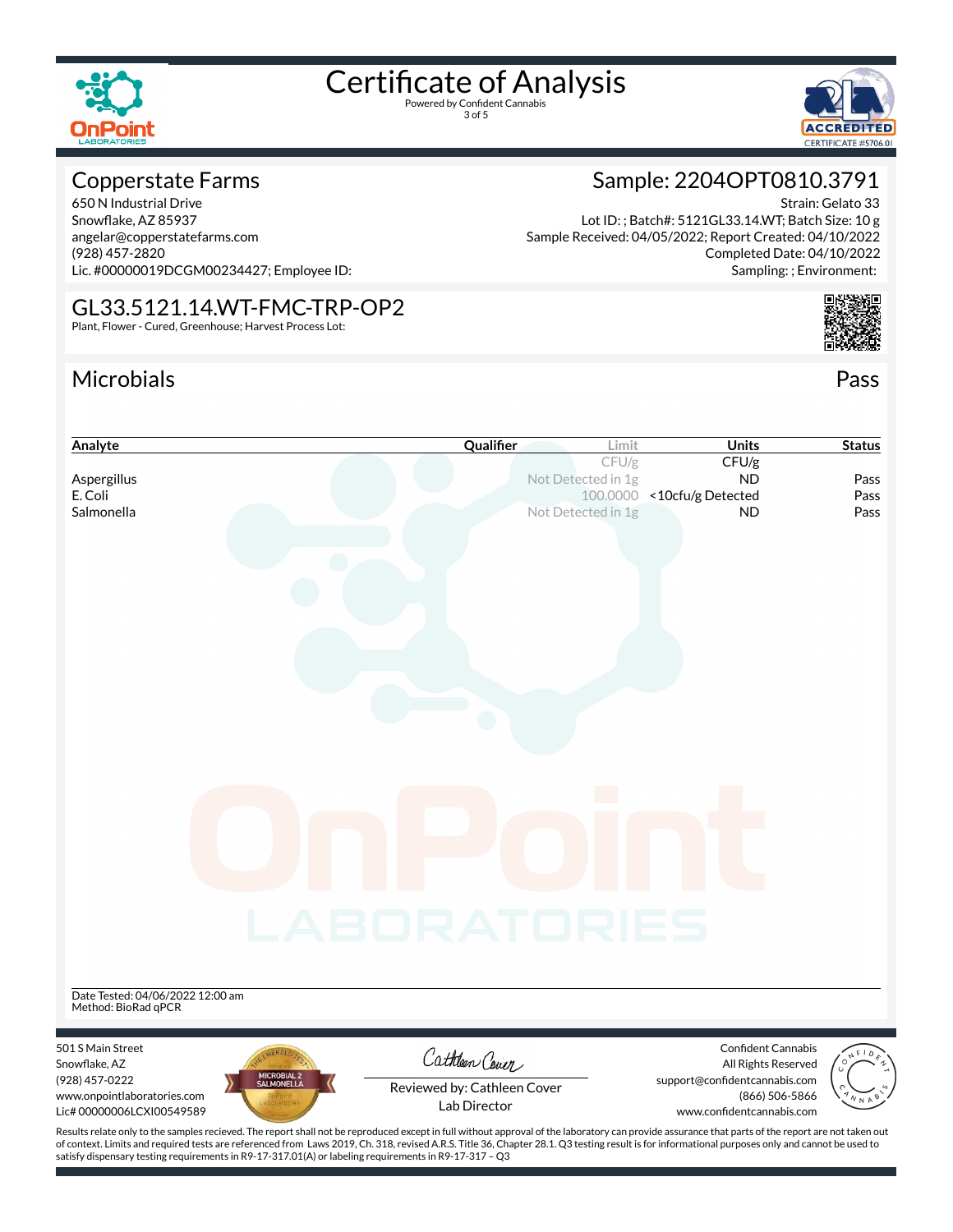# Certificate of Analysis

Powered by Confident Cannabis

## Copperstate Farms

650 N Industrial Drive
Snowflake, AZ 85937
angelar@copperstatefarms.com
(928) 457-2820
Lic. #00000019DCGM00234427; Employee ID:

## Sample: 2204OPT0810.3791

Strain: Gelato 33
Lot ID: ; Batch#: 5121GL33.14.WT; Batch Size: 10 g
Sample Received: 04/05/2022; Report Created: 04/10/2022
Completed Date: 04/10/2022
Sampling: ; Environment:

## GL33.5121.14.WT-FMC-TRP-OP2

Plant, Flower - Cured, Greenhouse; Harvest Process Lot:

## Microbials

Pass

| Analyte | Qualifier | Limit | Units | Status |
|---|---|---|---|---|
| | | CFU/g | CFU/g | |
| Aspergillus | | Not Detected in 1g | ND | Pass |
| E. Coli | | 100.0000 | <10cfu/g Detected | Pass |
| Salmonella | | Not Detected in 1g | ND | Pass |

Date Tested: 04/06/2022 12:00 am
Method: BioRad qPCR

501 S Main Street
Snowflake, AZ
(928) 457-0222
www.onpointlaboratories.com
Lic# 00000006LCXI00549589

Reviewed by: Cathleen Cover
Lab Director

Confident Cannabis
All Rights Reserved
support@confidentcannabis.com
(866) 506-5866
www.confidentcannabis.com

Results relate only to the samples recieved. The report shall not be reproduced except in full without approval of the laboratory can provide assurance that parts of the report are not taken out of context. Limits and required tests are referenced from Laws 2019, Ch. 318, revised A.R.S. Title 36, Chapter 28.1. Q3 testing result is for informational purposes only and cannot be used to satisfy dispensary testing requirements in R9-17-317.01(A) or labeling requirements in R9-17-317 – Q3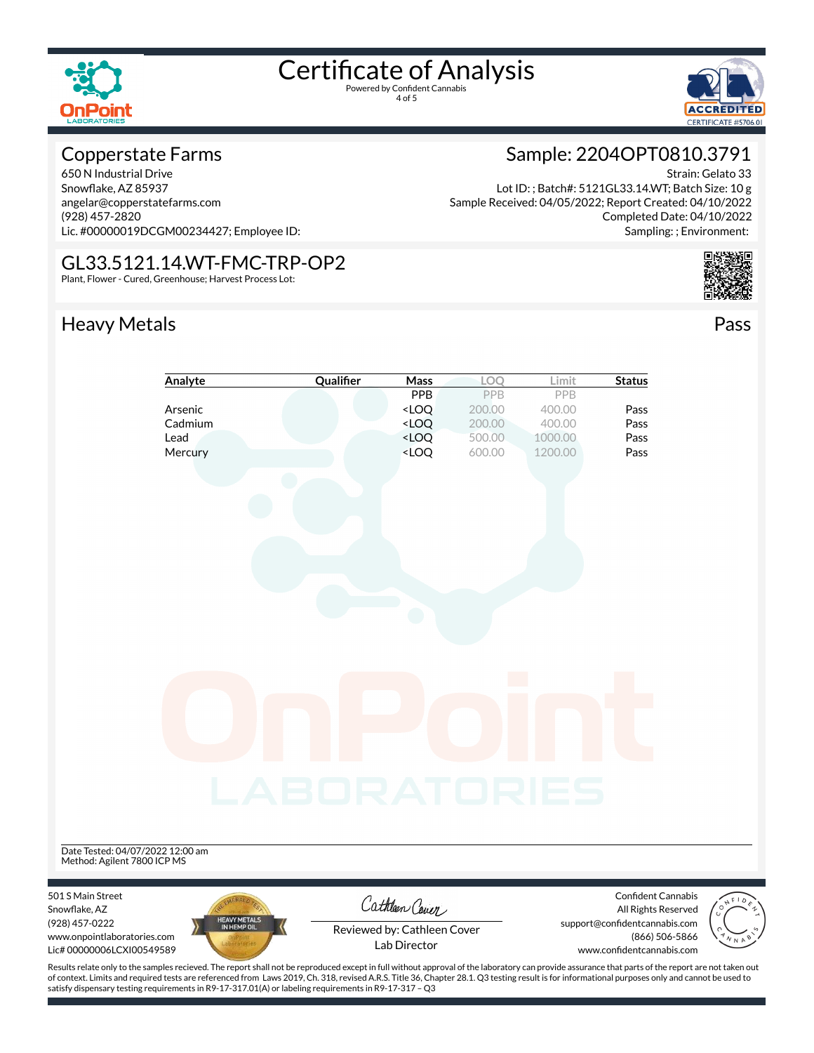# Certificate of Analysis

Powered by Confident Cannabis

## Copperstate Farms

650 N Industrial Drive
Snowflake, AZ 85937
angelar@copperstatefarms.com
(928) 457-2820
Lic. #00000019DCGM00234427; Employee ID:

## Sample: 2204OPT0810.3791

Strain: Gelato 33
Lot ID: ; Batch#: 5121GL33.14.WT; Batch Size: 10 g
Sample Received: 04/05/2022; Report Created: 04/10/2022
Completed Date: 04/10/2022
Sampling: ; Environment:

## GL33.5121.14.WT-FMC-TRP-OP2

Plant, Flower - Cured, Greenhouse; Harvest Process Lot:

## Heavy Metals

**Pass**

| Analyte | Qualifier | Mass | LOQ | Limit | Status |
|---|---|---|---|---|---|
| | | PPB | PPB | PPB | |
| Arsenic | | <LOQ | 200.00 | 400.00 | Pass |
| Cadmium | | <LOQ | 200.00 | 400.00 | Pass |
| Lead | | <LOQ | 500.00 | 1000.00 | Pass |
| Mercury | | <LOQ | 600.00 | 1200.00 | Pass |

Date Tested: 04/07/2022 12:00 am
Method: Agilent 7800 ICP MS

501 S Main Street
Snowflake, AZ
(928) 457-0222
www.onpointlaboratories.com
Lic# 00000006LCXI00549589

Reviewed by: Cathleen Cover
Lab Director

Confident Cannabis
All Rights Reserved
support@confidentcannabis.com
(866) 506-5866
www.confidentcannabis.com

Results relate only to the samples recieved. The report shall not be reproduced except in full without approval of the laboratory can provide assurance that parts of the report are not taken out of context. Limits and required tests are referenced from Laws 2019, Ch. 318, revised A.R.S. Title 36, Chapter 28.1. Q3 testing result is for informational purposes only and cannot be used to satisfy dispensary testing requirements in R9-17-317.01(A) or labeling requirements in R9-17-317 – Q3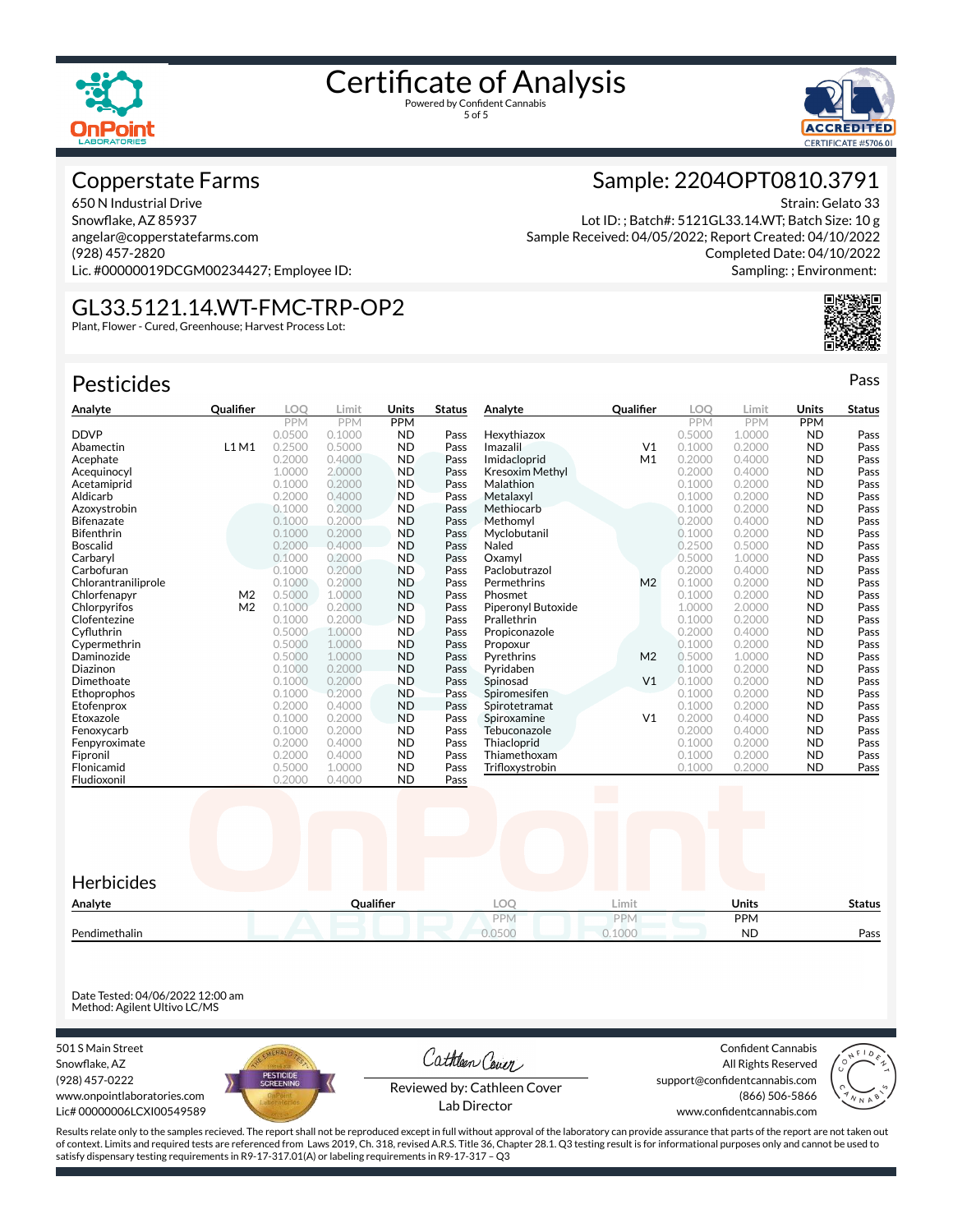# Certificate of Analysis

Powered by Confident Cannabis

## Copperstate Farms

650 N Industrial Drive
Snowflake, AZ 85937
angelar@copperstatefarms.com
(928) 457-2820
Lic. #00000019DCGM00234427; Employee ID:

## Sample: 2204OPT0810.3791

Strain: Gelato 33
Lot ID: ; Batch#: 5121GL33.14.WT; Batch Size: 10 g
Sample Received: 04/05/2022; Report Created: 04/10/2022
Completed Date: 04/10/2022
Sampling: ; Environment:

## GL33.5121.14.WT-FMC-TRP-OP2

Plant, Flower - Cured, Greenhouse; Harvest Process Lot:

## Pesticides

Pass

| Analyte | Qualifier | LOQ | Limit | Units | Status |
|---|---|---|---|---|---|
| | | PPM | PPM | PPM | |
| DDVP | | 0.0500 | 0.1000 | ND | Pass |
| Abamectin | L1 M1 | 0.2500 | 0.5000 | ND | Pass |
| Acephate | | 0.2000 | 0.4000 | ND | Pass |
| Acequinocyl | | 1.0000 | 2.0000 | ND | Pass |
| Acetamiprid | | 0.1000 | 0.2000 | ND | Pass |
| Aldicarb | | 0.2000 | 0.4000 | ND | Pass |
| Azoxystrobin | | 0.1000 | 0.2000 | ND | Pass |
| Bifenazate | | 0.1000 | 0.2000 | ND | Pass |
| Bifenthrin | | 0.1000 | 0.2000 | ND | Pass |
| Boscalid | | 0.2000 | 0.4000 | ND | Pass |
| Carbaryl | | 0.1000 | 0.2000 | ND | Pass |
| Carbofuran | | 0.1000 | 0.2000 | ND | Pass |
| Chlorantraniliprole | | 0.1000 | 0.2000 | ND | Pass |
| Chlorfenapyr | M2 | 0.5000 | 1.0000 | ND | Pass |
| Chlorpyrifos | M2 | 0.1000 | 0.2000 | ND | Pass |
| Clofentezine | | 0.1000 | 0.2000 | ND | Pass |
| Cyfluthrin | | 0.5000 | 1.0000 | ND | Pass |
| Cypermethrin | | 0.5000 | 1.0000 | ND | Pass |
| Daminozide | | 0.5000 | 1.0000 | ND | Pass |
| Diazinon | | 0.1000 | 0.2000 | ND | Pass |
| Dimethoate | | 0.1000 | 0.2000 | ND | Pass |
| Ethoprophos | | 0.1000 | 0.2000 | ND | Pass |
| Etofenprox | | 0.2000 | 0.4000 | ND | Pass |
| Etoxazole | | 0.1000 | 0.2000 | ND | Pass |
| Fenoxycarb | | 0.1000 | 0.2000 | ND | Pass |
| Fenpyroximate | | 0.2000 | 0.4000 | ND | Pass |
| Fipronil | | 0.2000 | 0.4000 | ND | Pass |
| Flonicamid | | 0.5000 | 1.0000 | ND | Pass |
| Fludioxonil | | 0.2000 | 0.4000 | ND | Pass |
| Hexythiazox | | 0.5000 | 1.0000 | ND | Pass |
| Imazalil | V1 | 0.1000 | 0.2000 | ND | Pass |
| Imidacloprid | M1 | 0.2000 | 0.4000 | ND | Pass |
| Kresoxim Methyl | | 0.2000 | 0.4000 | ND | Pass |
| Malathion | | 0.1000 | 0.2000 | ND | Pass |
| Metalaxyl | | 0.1000 | 0.2000 | ND | Pass |
| Methiocarb | | 0.1000 | 0.2000 | ND | Pass |
| Methomyl | | 0.2000 | 0.4000 | ND | Pass |
| Myclobutanil | | 0.1000 | 0.2000 | ND | Pass |
| Naled | | 0.2500 | 0.5000 | ND | Pass |
| Oxamyl | | 0.5000 | 1.0000 | ND | Pass |
| Paclobutrazol | | 0.2000 | 0.4000 | ND | Pass |
| Permethrins | M2 | 0.1000 | 0.2000 | ND | Pass |
| Phosmet | | 0.1000 | 0.2000 | ND | Pass |
| Piperonyl Butoxide | | 1.0000 | 2.0000 | ND | Pass |
| Prallethrin | | 0.1000 | 0.2000 | ND | Pass |
| Propiconazole | | 0.2000 | 0.4000 | ND | Pass |
| Propoxur | | 0.1000 | 0.2000 | ND | Pass |
| Pyrethrins | M2 | 0.5000 | 1.0000 | ND | Pass |
| Pyridaben | | 0.1000 | 0.2000 | ND | Pass |
| Spinosad | V1 | 0.1000 | 0.2000 | ND | Pass |
| Spiromesifen | | 0.1000 | 0.2000 | ND | Pass |
| Spirotetramat | | 0.1000 | 0.2000 | ND | Pass |
| Spiroxamine | V1 | 0.2000 | 0.4000 | ND | Pass |
| Tebuconazole | | 0.2000 | 0.4000 | ND | Pass |
| Thiacloprid | | 0.1000 | 0.2000 | ND | Pass |
| Thiamethoxam | | 0.1000 | 0.2000 | ND | Pass |
| Trifloxystrobin | | 0.1000 | 0.2000 | ND | Pass |

## Herbicides

| Analyte | Qualifier | LOQ | Limit | Units | Status |
|---|---|---|---|---|---|
| | | PPM | PPM | PPM | |
| Pendimethalin | | 0.0500 | 0.1000 | ND | Pass |

Date Tested: 04/06/2022 12:00 am
Method: Agilent Ultivo LC/MS

501 S Main Street
Snowflake, AZ
(928) 457-0222
www.onpointlaboratories.com
Lic# 00000006LCXI00549589

Reviewed by: Cathleen Cover
Lab Director

Confident Cannabis
All Rights Reserved
support@confidentcannabis.com
(866) 506-5866
www.confidentcannabis.com

Results relate only to the samples recieved. The report shall not be reproduced except in full without approval of the laboratory can provide assurance that parts of the report are not taken out of context. Limits and required tests are referenced from Laws 2019, Ch. 318, revised A.R.S. Title 36, Chapter 28.1. Q3 testing result is for informational purposes only and cannot be used to satisfy dispensary testing requirements in R9-17-317.01(A) or labeling requirements in R9-17-317 – Q3